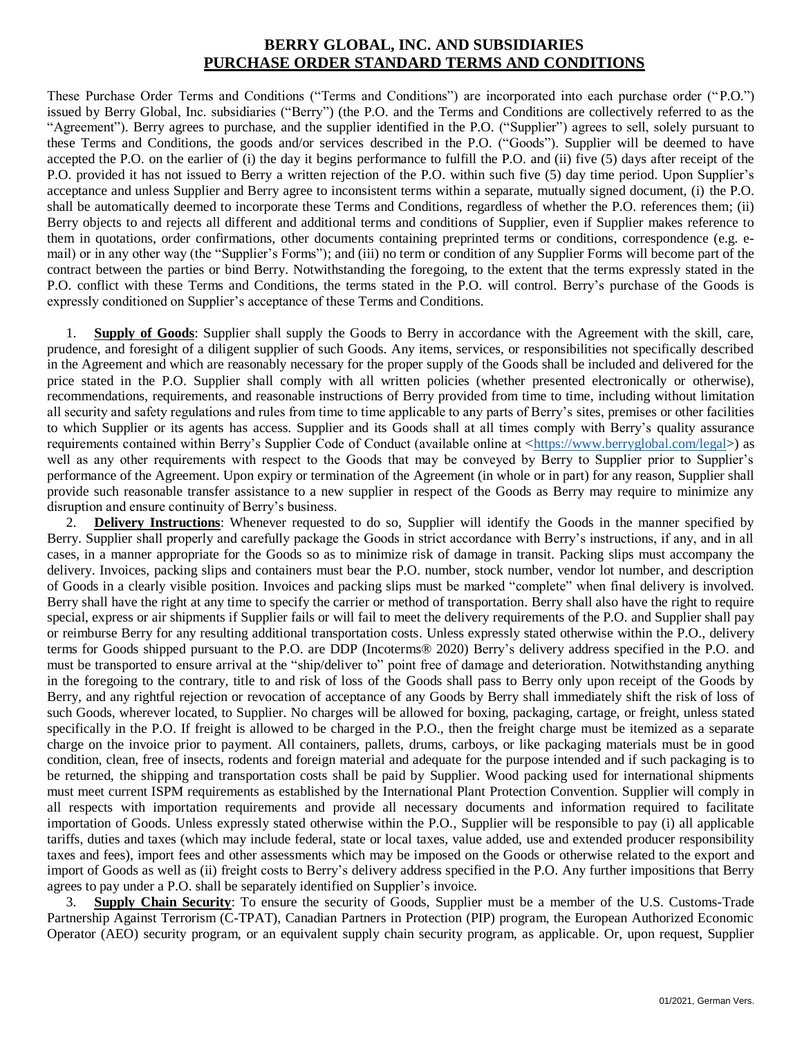# BERRY GLOBAL, INC. AND SUBSIDIARIES
## PURCHASE ORDER STANDARD TERMS AND CONDITIONS

These Purchase Order Terms and Conditions ("Terms and Conditions") are incorporated into each purchase order ("P.O.") issued by Berry Global, Inc. subsidiaries ("Berry") (the P.O. and the Terms and Conditions are collectively referred to as the "Agreement"). Berry agrees to purchase, and the supplier identified in the P.O. ("Supplier") agrees to sell, solely pursuant to these Terms and Conditions, the goods and/or services described in the P.O. ("Goods"). Supplier will be deemed to have accepted the P.O. on the earlier of (i) the day it begins performance to fulfill the P.O. and (ii) five (5) days after receipt of the P.O. provided it has not issued to Berry a written rejection of the P.O. within such five (5) day time period. Upon Supplier's acceptance and unless Supplier and Berry agree to inconsistent terms within a separate, mutually signed document, (i) the P.O. shall be automatically deemed to incorporate these Terms and Conditions, regardless of whether the P.O. references them; (ii) Berry objects to and rejects all different and additional terms and conditions of Supplier, even if Supplier makes reference to them in quotations, order confirmations, other documents containing preprinted terms or conditions, correspondence (e.g. e-mail) or in any other way (the "Supplier's Forms"); and (iii) no term or condition of any Supplier Forms will become part of the contract between the parties or bind Berry. Notwithstanding the foregoing, to the extent that the terms expressly stated in the P.O. conflict with these Terms and Conditions, the terms stated in the P.O. will control. Berry's purchase of the Goods is expressly conditioned on Supplier's acceptance of these Terms and Conditions.

1. **Supply of Goods**: Supplier shall supply the Goods to Berry in accordance with the Agreement with the skill, care, prudence, and foresight of a diligent supplier of such Goods. Any items, services, or responsibilities not specifically described in the Agreement and which are reasonably necessary for the proper supply of the Goods shall be included and delivered for the price stated in the P.O. Supplier shall comply with all written policies (whether presented electronically or otherwise), recommendations, requirements, and reasonable instructions of Berry provided from time to time, including without limitation all security and safety regulations and rules from time to time applicable to any parts of Berry's sites, premises or other facilities to which Supplier or its agents has access. Supplier and its Goods shall at all times comply with Berry's quality assurance requirements contained within Berry's Supplier Code of Conduct (available online at <https://www.berryglobal.com/legal>) as well as any other requirements with respect to the Goods that may be conveyed by Berry to Supplier prior to Supplier's performance of the Agreement. Upon expiry or termination of the Agreement (in whole or in part) for any reason, Supplier shall provide such reasonable transfer assistance to a new supplier in respect of the Goods as Berry may require to minimize any disruption and ensure continuity of Berry's business.

2. **Delivery Instructions**: Whenever requested to do so, Supplier will identify the Goods in the manner specified by Berry. Supplier shall properly and carefully package the Goods in strict accordance with Berry's instructions, if any, and in all cases, in a manner appropriate for the Goods so as to minimize risk of damage in transit. Packing slips must accompany the delivery. Invoices, packing slips and containers must bear the P.O. number, stock number, vendor lot number, and description of Goods in a clearly visible position. Invoices and packing slips must be marked "complete" when final delivery is involved. Berry shall have the right at any time to specify the carrier or method of transportation. Berry shall also have the right to require special, express or air shipments if Supplier fails or will fail to meet the delivery requirements of the P.O. and Supplier shall pay or reimburse Berry for any resulting additional transportation costs. Unless expressly stated otherwise within the P.O., delivery terms for Goods shipped pursuant to the P.O. are DDP (Incoterms® 2020) Berry's delivery address specified in the P.O. and must be transported to ensure arrival at the "ship/deliver to" point free of damage and deterioration. Notwithstanding anything in the foregoing to the contrary, title to and risk of loss of the Goods shall pass to Berry only upon receipt of the Goods by Berry, and any rightful rejection or revocation of acceptance of any Goods by Berry shall immediately shift the risk of loss of such Goods, wherever located, to Supplier. No charges will be allowed for boxing, packaging, cartage, or freight, unless stated specifically in the P.O. If freight is allowed to be charged in the P.O., then the freight charge must be itemized as a separate charge on the invoice prior to payment. All containers, pallets, drums, carboys, or like packaging materials must be in good condition, clean, free of insects, rodents and foreign material and adequate for the purpose intended and if such packaging is to be returned, the shipping and transportation costs shall be paid by Supplier. Wood packing used for international shipments must meet current ISPM requirements as established by the International Plant Protection Convention. Supplier will comply in all respects with importation requirements and provide all necessary documents and information required to facilitate importation of Goods. Unless expressly stated otherwise within the P.O., Supplier will be responsible to pay (i) all applicable tariffs, duties and taxes (which may include federal, state or local taxes, value added, use and extended producer responsibility taxes and fees), import fees and other assessments which may be imposed on the Goods or otherwise related to the export and import of Goods as well as (ii) freight costs to Berry's delivery address specified in the P.O. Any further impositions that Berry agrees to pay under a P.O. shall be separately identified on Supplier's invoice.

3. **Supply Chain Security**: To ensure the security of Goods, Supplier must be a member of the U.S. Customs-Trade Partnership Against Terrorism (C-TPAT), Canadian Partners in Protection (PIP) program, the European Authorized Economic Operator (AEO) security program, or an equivalent supply chain security program, as applicable. Or, upon request, Supplier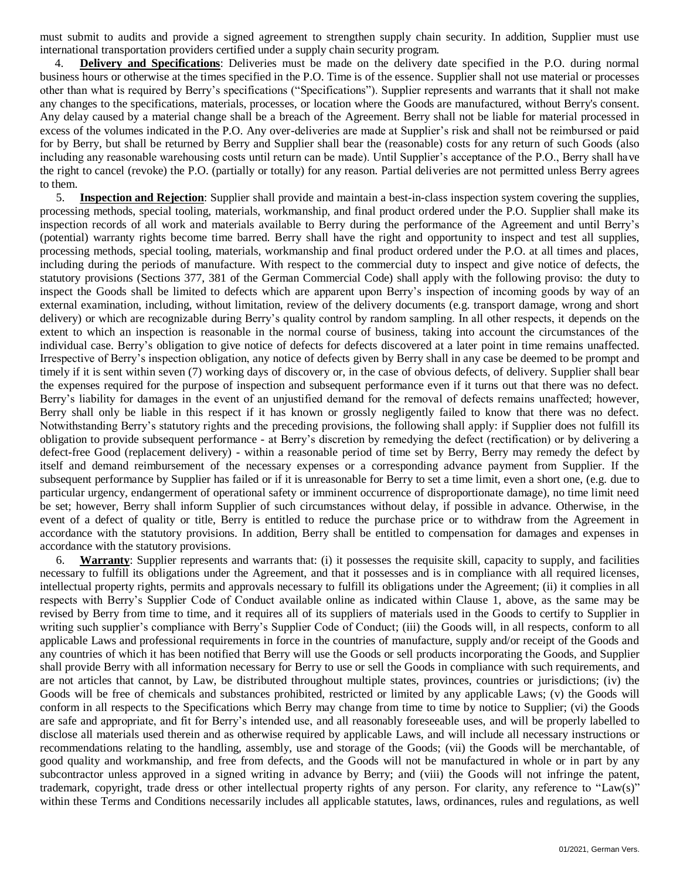must submit to audits and provide a signed agreement to strengthen supply chain security. In addition, Supplier must use international transportation providers certified under a supply chain security program.

4. **Delivery and Specifications**: Deliveries must be made on the delivery date specified in the P.O. during normal business hours or otherwise at the times specified in the P.O. Time is of the essence. Supplier shall not use material or processes other than what is required by Berry's specifications ("Specifications"). Supplier represents and warrants that it shall not make any changes to the specifications, materials, processes, or location where the Goods are manufactured, without Berry's consent. Any delay caused by a material change shall be a breach of the Agreement. Berry shall not be liable for material processed in excess of the volumes indicated in the P.O. Any over-deliveries are made at Supplier's risk and shall not be reimbursed or paid for by Berry, but shall be returned by Berry and Supplier shall bear the (reasonable) costs for any return of such Goods (also including any reasonable warehousing costs until return can be made). Until Supplier's acceptance of the P.O., Berry shall have the right to cancel (revoke) the P.O. (partially or totally) for any reason. Partial deliveries are not permitted unless Berry agrees to them.

5. **Inspection and Rejection**: Supplier shall provide and maintain a best-in-class inspection system covering the supplies, processing methods, special tooling, materials, workmanship, and final product ordered under the P.O. Supplier shall make its inspection records of all work and materials available to Berry during the performance of the Agreement and until Berry's (potential) warranty rights become time barred. Berry shall have the right and opportunity to inspect and test all supplies, processing methods, special tooling, materials, workmanship and final product ordered under the P.O. at all times and places, including during the periods of manufacture. With respect to the commercial duty to inspect and give notice of defects, the statutory provisions (Sections 377, 381 of the German Commercial Code) shall apply with the following proviso: the duty to inspect the Goods shall be limited to defects which are apparent upon Berry's inspection of incoming goods by way of an external examination, including, without limitation, review of the delivery documents (e.g. transport damage, wrong and short delivery) or which are recognizable during Berry's quality control by random sampling. In all other respects, it depends on the extent to which an inspection is reasonable in the normal course of business, taking into account the circumstances of the individual case. Berry's obligation to give notice of defects for defects discovered at a later point in time remains unaffected. Irrespective of Berry's inspection obligation, any notice of defects given by Berry shall in any case be deemed to be prompt and timely if it is sent within seven (7) working days of discovery or, in the case of obvious defects, of delivery. Supplier shall bear the expenses required for the purpose of inspection and subsequent performance even if it turns out that there was no defect. Berry's liability for damages in the event of an unjustified demand for the removal of defects remains unaffected; however, Berry shall only be liable in this respect if it has known or grossly negligently failed to know that there was no defect. Notwithstanding Berry's statutory rights and the preceding provisions, the following shall apply: if Supplier does not fulfill its obligation to provide subsequent performance - at Berry's discretion by remedying the defect (rectification) or by delivering a defect-free Good (replacement delivery) - within a reasonable period of time set by Berry, Berry may remedy the defect by itself and demand reimbursement of the necessary expenses or a corresponding advance payment from Supplier. If the subsequent performance by Supplier has failed or if it is unreasonable for Berry to set a time limit, even a short one, (e.g. due to particular urgency, endangerment of operational safety or imminent occurrence of disproportionate damage), no time limit need be set; however, Berry shall inform Supplier of such circumstances without delay, if possible in advance. Otherwise, in the event of a defect of quality or title, Berry is entitled to reduce the purchase price or to withdraw from the Agreement in accordance with the statutory provisions. In addition, Berry shall be entitled to compensation for damages and expenses in accordance with the statutory provisions.

6. **Warranty**: Supplier represents and warrants that: (i) it possesses the requisite skill, capacity to supply, and facilities necessary to fulfill its obligations under the Agreement, and that it possesses and is in compliance with all required licenses, intellectual property rights, permits and approvals necessary to fulfill its obligations under the Agreement; (ii) it complies in all respects with Berry's Supplier Code of Conduct available online as indicated within Clause 1, above, as the same may be revised by Berry from time to time, and it requires all of its suppliers of materials used in the Goods to certify to Supplier in writing such supplier's compliance with Berry's Supplier Code of Conduct; (iii) the Goods will, in all respects, conform to all applicable Laws and professional requirements in force in the countries of manufacture, supply and/or receipt of the Goods and any countries of which it has been notified that Berry will use the Goods or sell products incorporating the Goods, and Supplier shall provide Berry with all information necessary for Berry to use or sell the Goods in compliance with such requirements, and are not articles that cannot, by Law, be distributed throughout multiple states, provinces, countries or jurisdictions; (iv) the Goods will be free of chemicals and substances prohibited, restricted or limited by any applicable Laws; (v) the Goods will conform in all respects to the Specifications which Berry may change from time to time by notice to Supplier; (vi) the Goods are safe and appropriate, and fit for Berry's intended use, and all reasonably foreseeable uses, and will be properly labelled to disclose all materials used therein and as otherwise required by applicable Laws, and will include all necessary instructions or recommendations relating to the handling, assembly, use and storage of the Goods; (vii) the Goods will be merchantable, of good quality and workmanship, and free from defects, and the Goods will not be manufactured in whole or in part by any subcontractor unless approved in a signed writing in advance by Berry; and (viii) the Goods will not infringe the patent, trademark, copyright, trade dress or other intellectual property rights of any person. For clarity, any reference to "Law(s)" within these Terms and Conditions necessarily includes all applicable statutes, laws, ordinances, rules and regulations, as well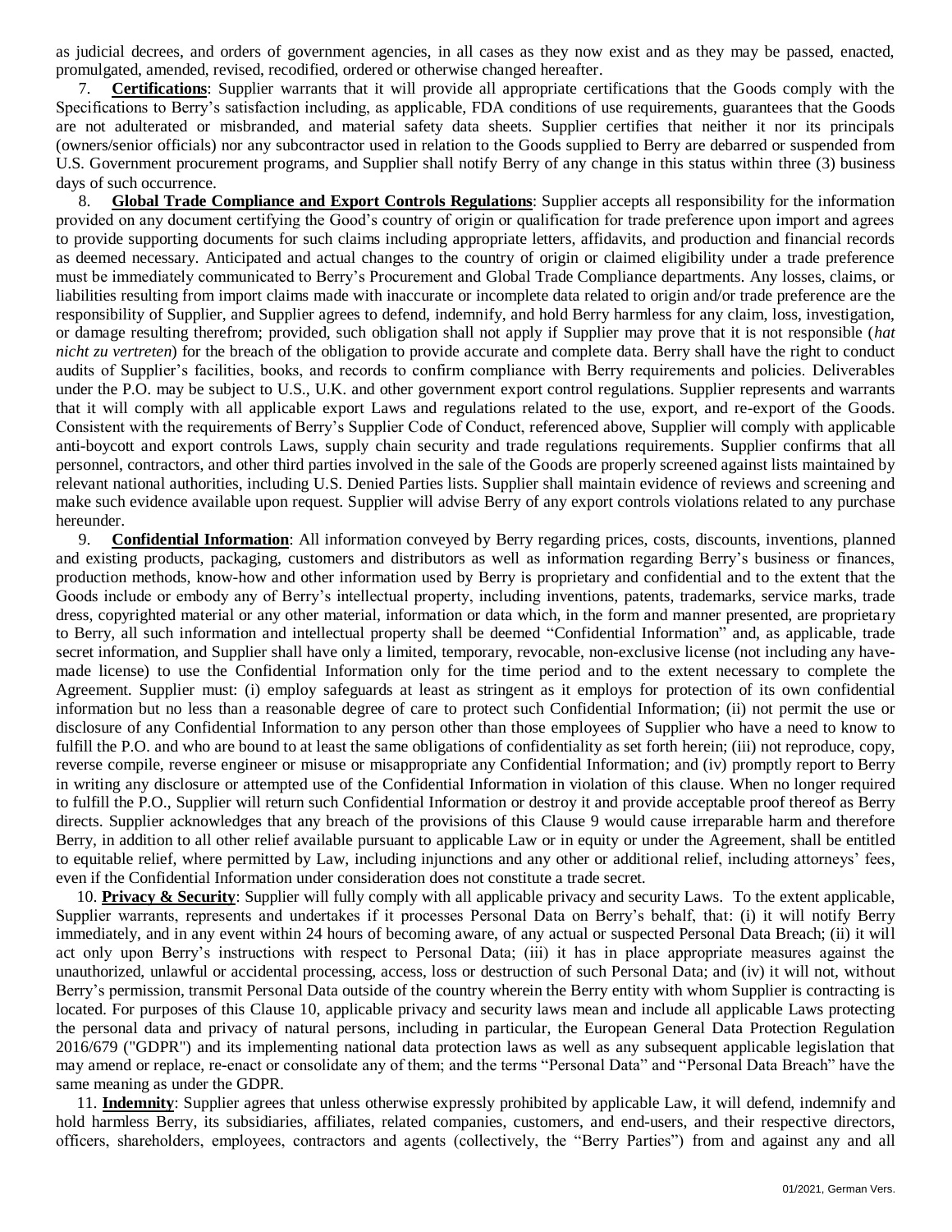as judicial decrees, and orders of government agencies, in all cases as they now exist and as they may be passed, enacted, promulgated, amended, revised, recodified, ordered or otherwise changed hereafter.

7. **Certifications**: Supplier warrants that it will provide all appropriate certifications that the Goods comply with the Specifications to Berry's satisfaction including, as applicable, FDA conditions of use requirements, guarantees that the Goods are not adulterated or misbranded, and material safety data sheets. Supplier certifies that neither it nor its principals (owners/senior officials) nor any subcontractor used in relation to the Goods supplied to Berry are debarred or suspended from U.S. Government procurement programs, and Supplier shall notify Berry of any change in this status within three (3) business days of such occurrence.

8. **Global Trade Compliance and Export Controls Regulations**: Supplier accepts all responsibility for the information provided on any document certifying the Good's country of origin or qualification for trade preference upon import and agrees to provide supporting documents for such claims including appropriate letters, affidavits, and production and financial records as deemed necessary. Anticipated and actual changes to the country of origin or claimed eligibility under a trade preference must be immediately communicated to Berry's Procurement and Global Trade Compliance departments. Any losses, claims, or liabilities resulting from import claims made with inaccurate or incomplete data related to origin and/or trade preference are the responsibility of Supplier, and Supplier agrees to defend, indemnify, and hold Berry harmless for any claim, loss, investigation, or damage resulting therefrom; provided, such obligation shall not apply if Supplier may prove that it is not responsible (*hat nicht zu vertreten*) for the breach of the obligation to provide accurate and complete data. Berry shall have the right to conduct audits of Supplier's facilities, books, and records to confirm compliance with Berry requirements and policies. Deliverables under the P.O. may be subject to U.S., U.K. and other government export control regulations. Supplier represents and warrants that it will comply with all applicable export Laws and regulations related to the use, export, and re-export of the Goods. Consistent with the requirements of Berry's Supplier Code of Conduct, referenced above, Supplier will comply with applicable anti-boycott and export controls Laws, supply chain security and trade regulations requirements. Supplier confirms that all personnel, contractors, and other third parties involved in the sale of the Goods are properly screened against lists maintained by relevant national authorities, including U.S. Denied Parties lists. Supplier shall maintain evidence of reviews and screening and make such evidence available upon request. Supplier will advise Berry of any export controls violations related to any purchase hereunder.

9. **Confidential Information**: All information conveyed by Berry regarding prices, costs, discounts, inventions, planned and existing products, packaging, customers and distributors as well as information regarding Berry's business or finances, production methods, know-how and other information used by Berry is proprietary and confidential and to the extent that the Goods include or embody any of Berry's intellectual property, including inventions, patents, trademarks, service marks, trade dress, copyrighted material or any other material, information or data which, in the form and manner presented, are proprietary to Berry, all such information and intellectual property shall be deemed "Confidential Information" and, as applicable, trade secret information, and Supplier shall have only a limited, temporary, revocable, non-exclusive license (not including any have-made license) to use the Confidential Information only for the time period and to the extent necessary to complete the Agreement. Supplier must: (i) employ safeguards at least as stringent as it employs for protection of its own confidential information but no less than a reasonable degree of care to protect such Confidential Information; (ii) not permit the use or disclosure of any Confidential Information to any person other than those employees of Supplier who have a need to know to fulfill the P.O. and who are bound to at least the same obligations of confidentiality as set forth herein; (iii) not reproduce, copy, reverse compile, reverse engineer or misuse or misappropriate any Confidential Information; and (iv) promptly report to Berry in writing any disclosure or attempted use of the Confidential Information in violation of this clause. When no longer required to fulfill the P.O., Supplier will return such Confidential Information or destroy it and provide acceptable proof thereof as Berry directs. Supplier acknowledges that any breach of the provisions of this Clause 9 would cause irreparable harm and therefore Berry, in addition to all other relief available pursuant to applicable Law or in equity or under the Agreement, shall be entitled to equitable relief, where permitted by Law, including injunctions and any other or additional relief, including attorneys' fees, even if the Confidential Information under consideration does not constitute a trade secret.

10. **Privacy & Security**: Supplier will fully comply with all applicable privacy and security Laws. To the extent applicable, Supplier warrants, represents and undertakes if it processes Personal Data on Berry's behalf, that: (i) it will notify Berry immediately, and in any event within 24 hours of becoming aware, of any actual or suspected Personal Data Breach; (ii) it will act only upon Berry's instructions with respect to Personal Data; (iii) it has in place appropriate measures against the unauthorized, unlawful or accidental processing, access, loss or destruction of such Personal Data; and (iv) it will not, without Berry's permission, transmit Personal Data outside of the country wherein the Berry entity with whom Supplier is contracting is located. For purposes of this Clause 10, applicable privacy and security laws mean and include all applicable Laws protecting the personal data and privacy of natural persons, including in particular, the European General Data Protection Regulation 2016/679 ("GDPR") and its implementing national data protection laws as well as any subsequent applicable legislation that may amend or replace, re-enact or consolidate any of them; and the terms "Personal Data" and "Personal Data Breach" have the same meaning as under the GDPR.

11. **Indemnity**: Supplier agrees that unless otherwise expressly prohibited by applicable Law, it will defend, indemnify and hold harmless Berry, its subsidiaries, affiliates, related companies, customers, and end-users, and their respective directors, officers, shareholders, employees, contractors and agents (collectively, the "Berry Parties") from and against any and all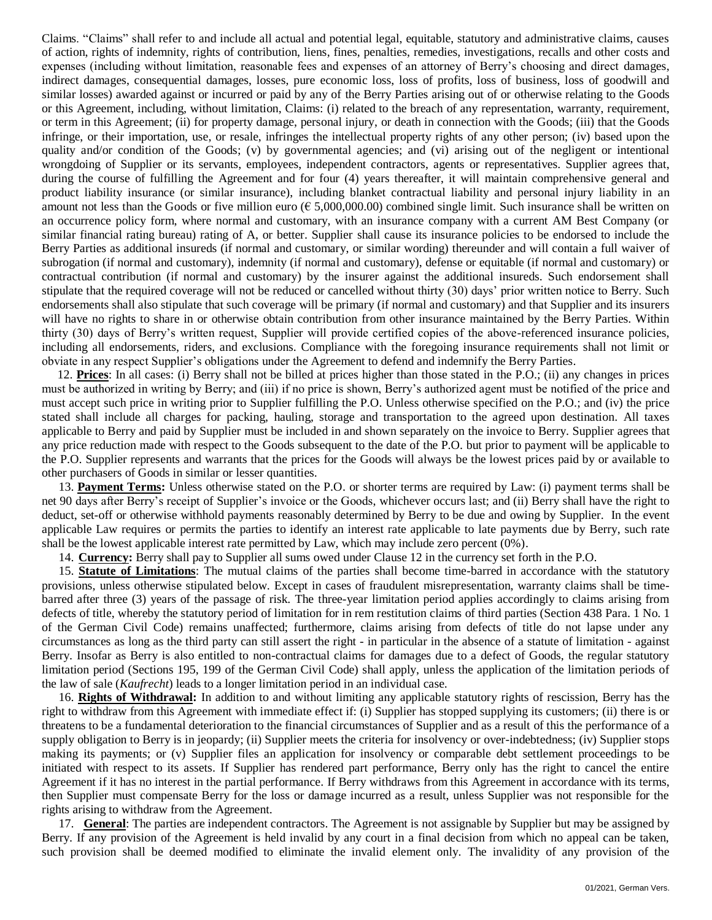Claims. "Claims" shall refer to and include all actual and potential legal, equitable, statutory and administrative claims, causes of action, rights of indemnity, rights of contribution, liens, fines, penalties, remedies, investigations, recalls and other costs and expenses (including without limitation, reasonable fees and expenses of an attorney of Berry's choosing and direct damages, indirect damages, consequential damages, losses, pure economic loss, loss of profits, loss of business, loss of goodwill and similar losses) awarded against or incurred or paid by any of the Berry Parties arising out of or otherwise relating to the Goods or this Agreement, including, without limitation, Claims: (i) related to the breach of any representation, warranty, requirement, or term in this Agreement; (ii) for property damage, personal injury, or death in connection with the Goods; (iii) that the Goods infringe, or their importation, use, or resale, infringes the intellectual property rights of any other person; (iv) based upon the quality and/or condition of the Goods; (v) by governmental agencies; and (vi) arising out of the negligent or intentional wrongdoing of Supplier or its servants, employees, independent contractors, agents or representatives. Supplier agrees that, during the course of fulfilling the Agreement and for four (4) years thereafter, it will maintain comprehensive general and product liability insurance (or similar insurance), including blanket contractual liability and personal injury liability in an amount not less than the Goods or five million euro (€ 5,000,000.00) combined single limit. Such insurance shall be written on an occurrence policy form, where normal and customary, with an insurance company with a current AM Best Company (or similar financial rating bureau) rating of A, or better. Supplier shall cause its insurance policies to be endorsed to include the Berry Parties as additional insureds (if normal and customary, or similar wording) thereunder and will contain a full waiver of subrogation (if normal and customary), indemnity (if normal and customary), defense or equitable (if normal and customary) or contractual contribution (if normal and customary) by the insurer against the additional insureds. Such endorsement shall stipulate that the required coverage will not be reduced or cancelled without thirty (30) days' prior written notice to Berry. Such endorsements shall also stipulate that such coverage will be primary (if normal and customary) and that Supplier and its insurers will have no rights to share in or otherwise obtain contribution from other insurance maintained by the Berry Parties. Within thirty (30) days of Berry's written request, Supplier will provide certified copies of the above-referenced insurance policies, including all endorsements, riders, and exclusions. Compliance with the foregoing insurance requirements shall not limit or obviate in any respect Supplier's obligations under the Agreement to defend and indemnify the Berry Parties.

12. **Prices**: In all cases: (i) Berry shall not be billed at prices higher than those stated in the P.O.; (ii) any changes in prices must be authorized in writing by Berry; and (iii) if no price is shown, Berry's authorized agent must be notified of the price and must accept such price in writing prior to Supplier fulfilling the P.O. Unless otherwise specified on the P.O.; and (iv) the price stated shall include all charges for packing, hauling, storage and transportation to the agreed upon destination. All taxes applicable to Berry and paid by Supplier must be included in and shown separately on the invoice to Berry. Supplier agrees that any price reduction made with respect to the Goods subsequent to the date of the P.O. but prior to payment will be applicable to the P.O. Supplier represents and warrants that the prices for the Goods will always be the lowest prices paid by or available to other purchasers of Goods in similar or lesser quantities.

13. **Payment Terms:** Unless otherwise stated on the P.O. or shorter terms are required by Law: (i) payment terms shall be net 90 days after Berry's receipt of Supplier's invoice or the Goods, whichever occurs last; and (ii) Berry shall have the right to deduct, set-off or otherwise withhold payments reasonably determined by Berry to be due and owing by Supplier. In the event applicable Law requires or permits the parties to identify an interest rate applicable to late payments due by Berry, such rate shall be the lowest applicable interest rate permitted by Law, which may include zero percent (0%).

14. **Currency:** Berry shall pay to Supplier all sums owed under Clause 12 in the currency set forth in the P.O.

15. **Statute of Limitations**: The mutual claims of the parties shall become time-barred in accordance with the statutory provisions, unless otherwise stipulated below. Except in cases of fraudulent misrepresentation, warranty claims shall be time-barred after three (3) years of the passage of risk. The three-year limitation period applies accordingly to claims arising from defects of title, whereby the statutory period of limitation for in rem restitution claims of third parties (Section 438 Para. 1 No. 1 of the German Civil Code) remains unaffected; furthermore, claims arising from defects of title do not lapse under any circumstances as long as the third party can still assert the right - in particular in the absence of a statute of limitation - against Berry. Insofar as Berry is also entitled to non-contractual claims for damages due to a defect of Goods, the regular statutory limitation period (Sections 195, 199 of the German Civil Code) shall apply, unless the application of the limitation periods of the law of sale (*Kaufrecht*) leads to a longer limitation period in an individual case.

16. **Rights of Withdrawal:** In addition to and without limiting any applicable statutory rights of rescission, Berry has the right to withdraw from this Agreement with immediate effect if: (i) Supplier has stopped supplying its customers; (ii) there is or threatens to be a fundamental deterioration to the financial circumstances of Supplier and as a result of this the performance of a supply obligation to Berry is in jeopardy; (ii) Supplier meets the criteria for insolvency or over-indebtedness; (iv) Supplier stops making its payments; or (v) Supplier files an application for insolvency or comparable debt settlement proceedings to be initiated with respect to its assets. If Supplier has rendered part performance, Berry only has the right to cancel the entire Agreement if it has no interest in the partial performance. If Berry withdraws from this Agreement in accordance with its terms, then Supplier must compensate Berry for the loss or damage incurred as a result, unless Supplier was not responsible for the rights arising to withdraw from the Agreement.

17. **General**: The parties are independent contractors. The Agreement is not assignable by Supplier but may be assigned by Berry. If any provision of the Agreement is held invalid by any court in a final decision from which no appeal can be taken, such provision shall be deemed modified to eliminate the invalid element only. The invalidity of any provision of the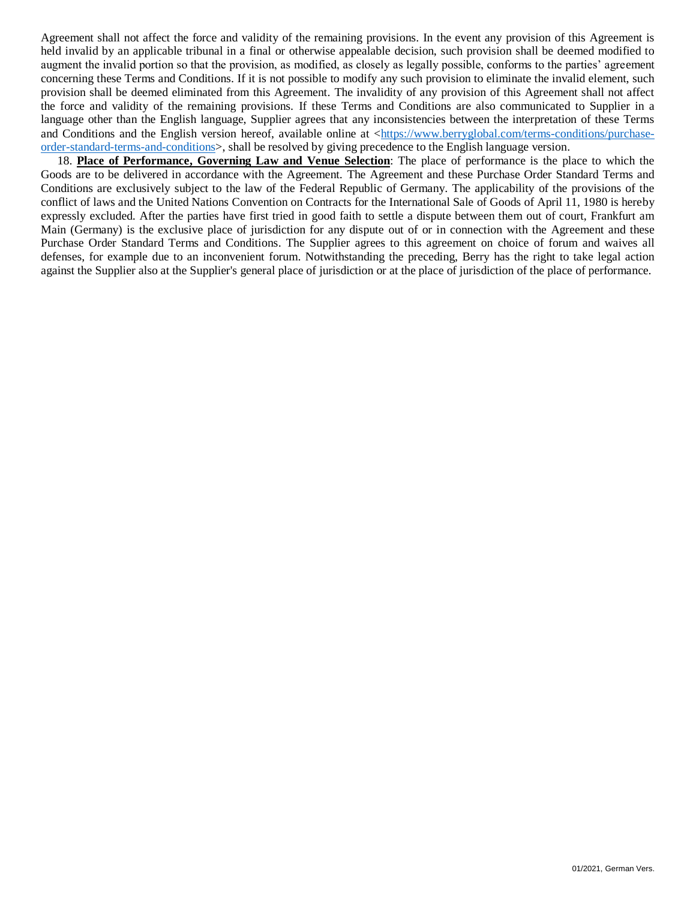Agreement shall not affect the force and validity of the remaining provisions. In the event any provision of this Agreement is held invalid by an applicable tribunal in a final or otherwise appealable decision, such provision shall be deemed modified to augment the invalid portion so that the provision, as modified, as closely as legally possible, conforms to the parties' agreement concerning these Terms and Conditions. If it is not possible to modify any such provision to eliminate the invalid element, such provision shall be deemed eliminated from this Agreement. The invalidity of any provision of this Agreement shall not affect the force and validity of the remaining provisions. If these Terms and Conditions are also communicated to Supplier in a language other than the English language, Supplier agrees that any inconsistencies between the interpretation of these Terms and Conditions and the English version hereof, available online at <https://www.berryglobal.com/terms-conditions/purchase-order-standard-terms-and-conditions>, shall be resolved by giving precedence to the English language version.

18. **Place of Performance, Governing Law and Venue Selection**: The place of performance is the place to which the Goods are to be delivered in accordance with the Agreement. The Agreement and these Purchase Order Standard Terms and Conditions are exclusively subject to the law of the Federal Republic of Germany. The applicability of the provisions of the conflict of laws and the United Nations Convention on Contracts for the International Sale of Goods of April 11, 1980 is hereby expressly excluded. After the parties have first tried in good faith to settle a dispute between them out of court, Frankfurt am Main (Germany) is the exclusive place of jurisdiction for any dispute out of or in connection with the Agreement and these Purchase Order Standard Terms and Conditions. The Supplier agrees to this agreement on choice of forum and waives all defenses, for example due to an inconvenient forum. Notwithstanding the preceding, Berry has the right to take legal action against the Supplier also at the Supplier's general place of jurisdiction or at the place of jurisdiction of the place of performance.

01/2021, German Vers.